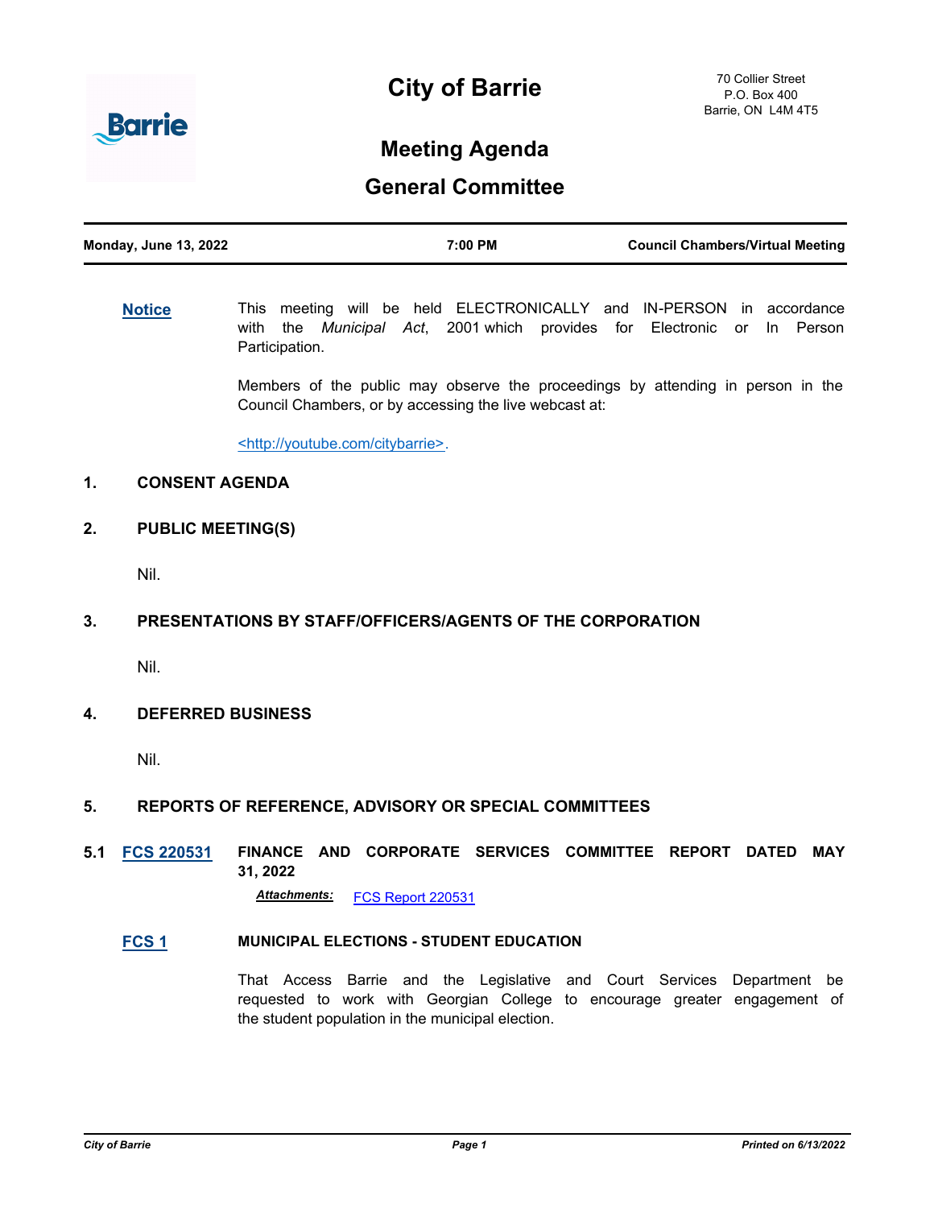# City of Barrie

70 Collier Street
P.O. Box 400
Barrie, ON L4M 4T5

## Meeting Agenda

## General Committee

**Monday, June 13, 2022** | **7:00 PM** | **Council Chambers/Virtual Meeting**

**Notice**

This meeting will be held ELECTRONICALLY and IN-PERSON in accordance with the *Municipal Act*, 2001 which provides for Electronic or In Person Participation.

Members of the public may observe the proceedings by attending in person in the Council Chambers, or by accessing the live webcast at:

<http://youtube.com/citybarrie>.

### 1. CONSENT AGENDA

### 2. PUBLIC MEETING(S)

Nil.

### 3. PRESENTATIONS BY STAFF/OFFICERS/AGENTS OF THE CORPORATION

Nil.

### 4. DEFERRED BUSINESS

Nil.

### 5. REPORTS OF REFERENCE, ADVISORY OR SPECIAL COMMITTEES

**5.1 FCS 220531 FINANCE AND CORPORATE SERVICES COMMITTEE REPORT DATED MAY 31, 2022**

***Attachments:*** FCS Report 220531

**FCS 1 MUNICIPAL ELECTIONS - STUDENT EDUCATION**

That Access Barrie and the Legislative and Court Services Department be requested to work with Georgian College to encourage greater engagement of the student population in the municipal election.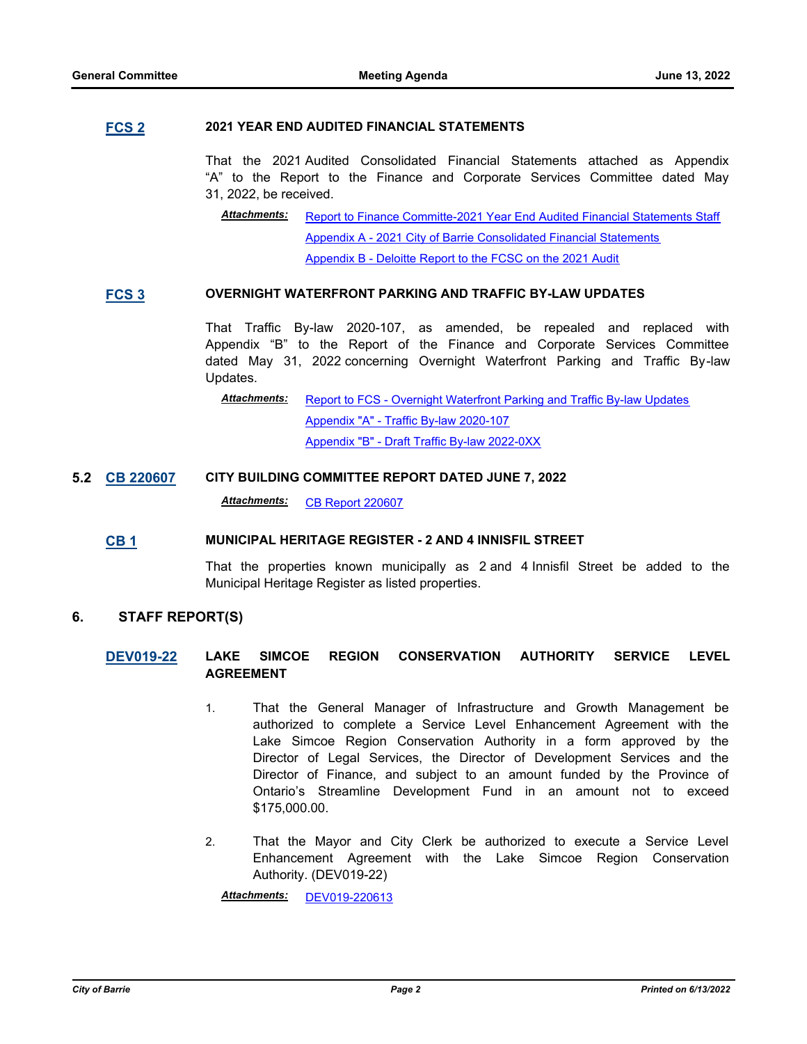**FCS 2** **2021 YEAR END AUDITED FINANCIAL STATEMENTS**

That the 2021 Audited Consolidated Financial Statements attached as Appendix "A" to the Report to the Finance and Corporate Services Committee dated May 31, 2022, be received.

***Attachments:*** Report to Finance Committe-2021 Year End Audited Financial Statements Staff
Appendix A - 2021 City of Barrie Consolidated Financial Statements
Appendix B - Deloitte Report to the FCSC on the 2021 Audit

**FCS 3** **OVERNIGHT WATERFRONT PARKING AND TRAFFIC BY-LAW UPDATES**

That Traffic By-law 2020-107, as amended, be repealed and replaced with Appendix "B" to the Report of the Finance and Corporate Services Committee dated May 31, 2022 concerning Overnight Waterfront Parking and Traffic By-law Updates.

***Attachments:*** Report to FCS - Overnight Waterfront Parking and Traffic By-law Updates
Appendix "A" - Traffic By-law 2020-107
Appendix "B" - Draft Traffic By-law 2022-0XX

**5.2** **CB 220607** **CITY BUILDING COMMITTEE REPORT DATED JUNE 7, 2022**

***Attachments:*** CB Report 220607

**CB 1** **MUNICIPAL HERITAGE REGISTER - 2 AND 4 INNISFIL STREET**

That the properties known municipally as 2 and 4 Innisfil Street be added to the Municipal Heritage Register as listed properties.

## 6. STAFF REPORT(S)

**DEV019-22** **LAKE SIMCOE REGION CONSERVATION AUTHORITY SERVICE LEVEL AGREEMENT**

1. That the General Manager of Infrastructure and Growth Management be authorized to complete a Service Level Enhancement Agreement with the Lake Simcoe Region Conservation Authority in a form approved by the Director of Legal Services, the Director of Development Services and the Director of Finance, and subject to an amount funded by the Province of Ontario's Streamline Development Fund in an amount not to exceed $175,000.00.

2. That the Mayor and City Clerk be authorized to execute a Service Level Enhancement Agreement with the Lake Simcoe Region Conservation Authority. (DEV019-22)

***Attachments:*** DEV019-220613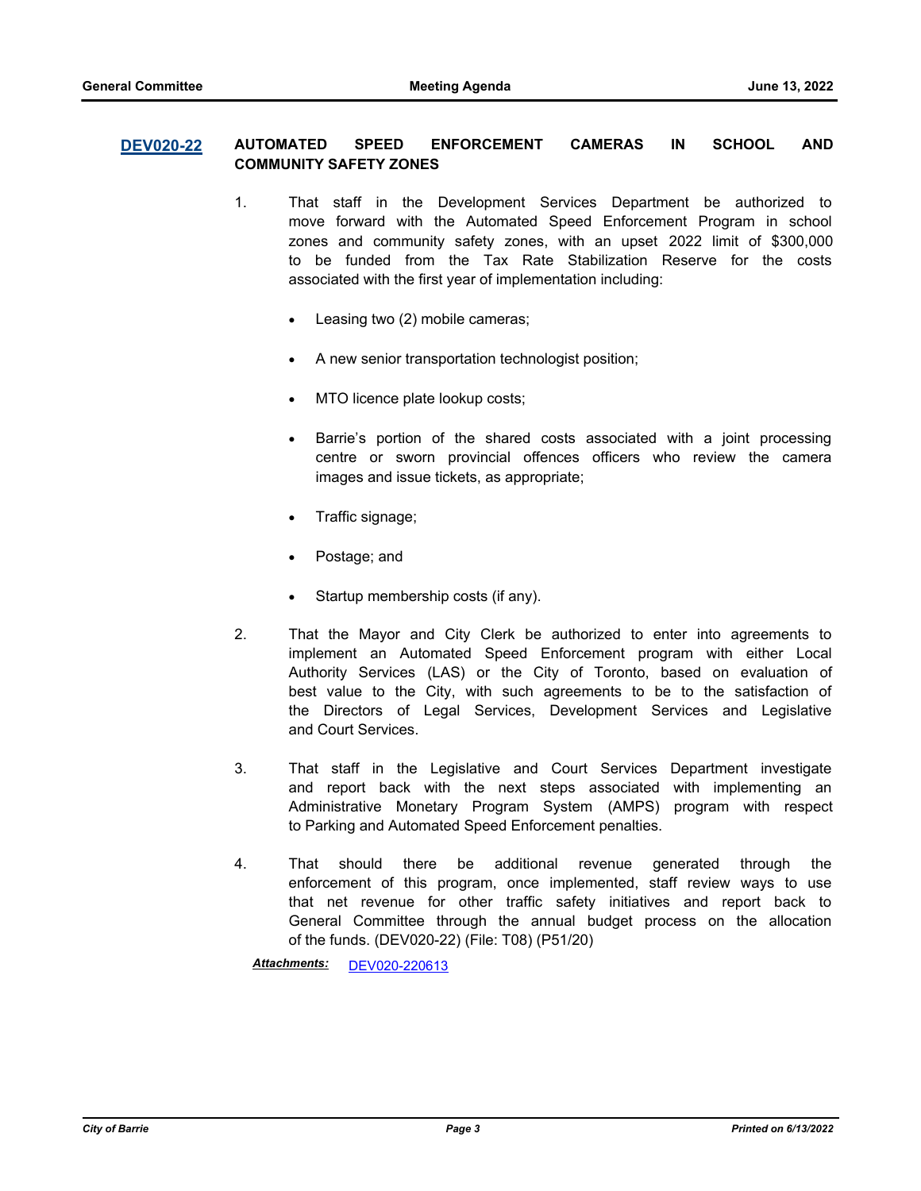## DEV020-22 AUTOMATED SPEED ENFORCEMENT CAMERAS IN SCHOOL AND COMMUNITY SAFETY ZONES

1. That staff in the Development Services Department be authorized to move forward with the Automated Speed Enforcement Program in school zones and community safety zones, with an upset 2022 limit of $300,000 to be funded from the Tax Rate Stabilization Reserve for the costs associated with the first year of implementation including:

   - Leasing two (2) mobile cameras;
   - A new senior transportation technologist position;
   - MTO licence plate lookup costs;
   - Barrie's portion of the shared costs associated with a joint processing centre or sworn provincial offences officers who review the camera images and issue tickets, as appropriate;
   - Traffic signage;
   - Postage; and
   - Startup membership costs (if any).

2. That the Mayor and City Clerk be authorized to enter into agreements to implement an Automated Speed Enforcement program with either Local Authority Services (LAS) or the City of Toronto, based on evaluation of best value to the City, with such agreements to be to the satisfaction of the Directors of Legal Services, Development Services and Legislative and Court Services.

3. That staff in the Legislative and Court Services Department investigate and report back with the next steps associated with implementing an Administrative Monetary Program System (AMPS) program with respect to Parking and Automated Speed Enforcement penalties.

4. That should there be additional revenue generated through the enforcement of this program, once implemented, staff review ways to use that net revenue for other traffic safety initiatives and report back to General Committee through the annual budget process on the allocation of the funds. (DEV020-22) (File: T08) (P51/20)

***Attachments:*** DEV020-220613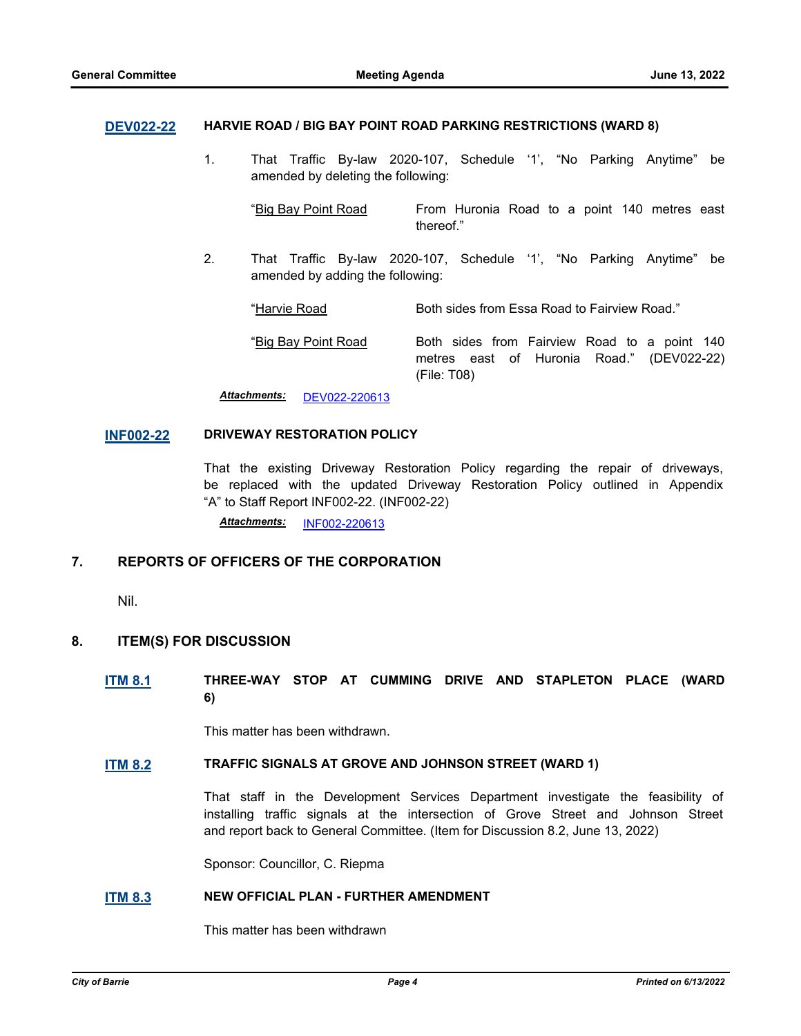**DEV022-22** **HARVIE ROAD / BIG BAY POINT ROAD PARKING RESTRICTIONS (WARD 8)**

1. That Traffic By-law 2020-107, Schedule '1', "No Parking Anytime" be amended by deleting the following:

   "Big Bay Point Road — From Huronia Road to a point 140 metres east thereof."

2. That Traffic By-law 2020-107, Schedule '1', "No Parking Anytime" be amended by adding the following:

   "Harvie Road — Both sides from Essa Road to Fairview Road."

   "Big Bay Point Road — Both sides from Fairview Road to a point 140 metres east of Huronia Road." (DEV022-22) (File: T08)

***Attachments:*** DEV022-220613

**INF002-22** **DRIVEWAY RESTORATION POLICY**

That the existing Driveway Restoration Policy regarding the repair of driveways, be replaced with the updated Driveway Restoration Policy outlined in Appendix "A" to Staff Report INF002-22. (INF002-22)

***Attachments:*** INF002-220613

## 7. REPORTS OF OFFICERS OF THE CORPORATION

Nil.

## 8. ITEM(S) FOR DISCUSSION

**ITM 8.1** **THREE-WAY STOP AT CUMMING DRIVE AND STAPLETON PLACE (WARD 6)**

This matter has been withdrawn.

**ITM 8.2** **TRAFFIC SIGNALS AT GROVE AND JOHNSON STREET (WARD 1)**

That staff in the Development Services Department investigate the feasibility of installing traffic signals at the intersection of Grove Street and Johnson Street and report back to General Committee. (Item for Discussion 8.2, June 13, 2022)

Sponsor: Councillor, C. Riepma

**ITM 8.3** **NEW OFFICIAL PLAN - FURTHER AMENDMENT**

This matter has been withdrawn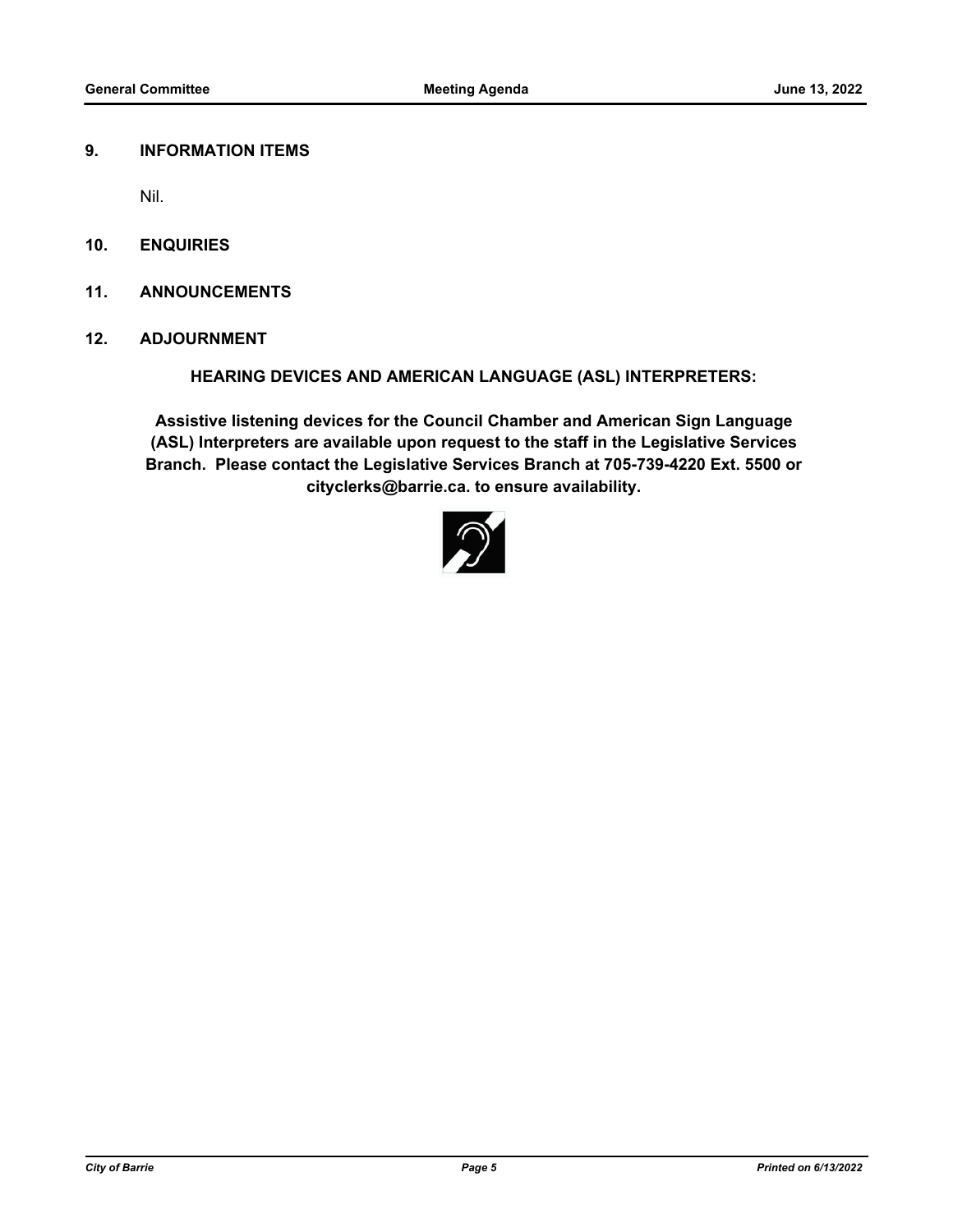## 9. INFORMATION ITEMS

Nil.

## 10. ENQUIRIES

## 11. ANNOUNCEMENTS

## 12. ADJOURNMENT

**HEARING DEVICES AND AMERICAN LANGUAGE (ASL) INTERPRETERS:**

**Assistive listening devices for the Council Chamber and American Sign Language (ASL) Interpreters are available upon request to the staff in the Legislative Services Branch. Please contact the Legislative Services Branch at 705-739-4220 Ext. 5500 or cityclerks@barrie.ca. to ensure availability.**